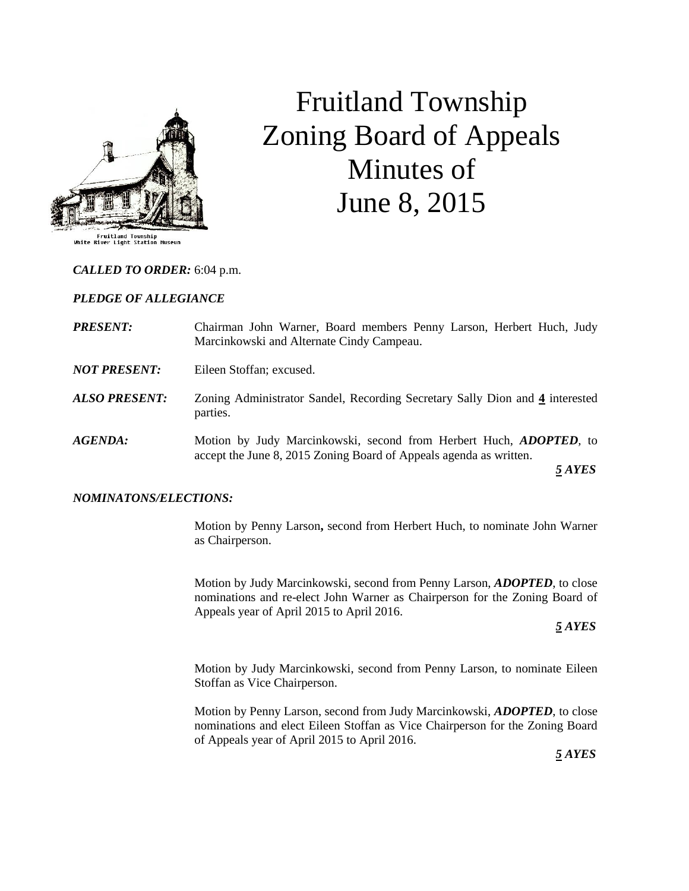# Fruitland Township Zoning Board of Appeals Minutes of June 8, 2015

Fruitland Township
White River Light Station Museum

***CALLED TO ORDER:*** 6:04 p.m.

***PLEDGE OF ALLEGIANCE***

***PRESENT:*** Chairman John Warner, Board members Penny Larson, Herbert Huch, Judy Marcinkowski and Alternate Cindy Campeau.

***NOT PRESENT:*** Eileen Stoffan; excused.

***ALSO PRESENT:*** Zoning Administrator Sandel, Recording Secretary Sally Dion and **4** interested parties.

***AGENDA:*** Motion by Judy Marcinkowski, second from Herbert Huch, ***ADOPTED***, to accept the June 8, 2015 Zoning Board of Appeals agenda as written.

***5 AYES***

***NOMINATONS/ELECTIONS:***

Motion by Penny Larson**,** second from Herbert Huch, to nominate John Warner as Chairperson.

Motion by Judy Marcinkowski, second from Penny Larson, ***ADOPTED***, to close nominations and re-elect John Warner as Chairperson for the Zoning Board of Appeals year of April 2015 to April 2016.

***5 AYES***

Motion by Judy Marcinkowski, second from Penny Larson, to nominate Eileen Stoffan as Vice Chairperson.

Motion by Penny Larson, second from Judy Marcinkowski, ***ADOPTED***, to close nominations and elect Eileen Stoffan as Vice Chairperson for the Zoning Board of Appeals year of April 2015 to April 2016.

***5 AYES***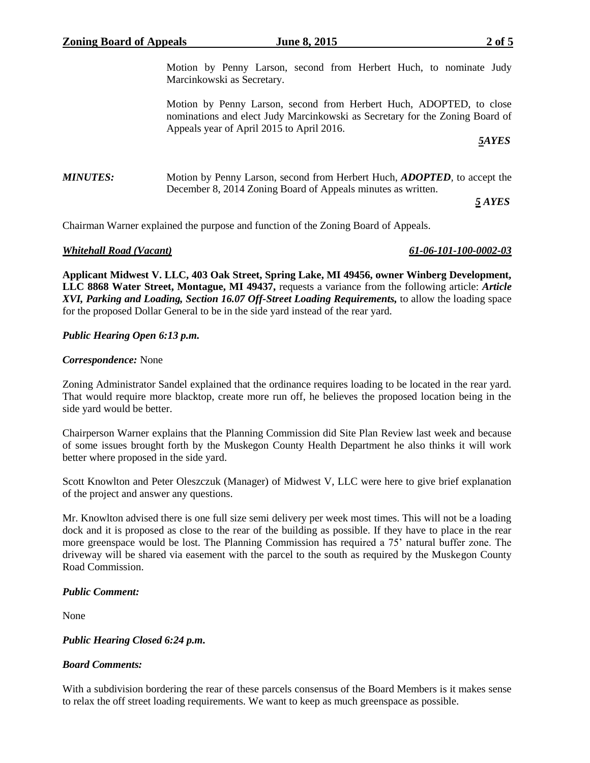Motion by Penny Larson, second from Herbert Huch, to nominate Judy Marcinkowski as Secretary.

Motion by Penny Larson, second from Herbert Huch, ADOPTED, to close nominations and elect Judy Marcinkowski as Secretary for the Zoning Board of Appeals year of April 2015 to April 2016.

***5AYES***

***MINUTES:*** Motion by Penny Larson, second from Herbert Huch, ***ADOPTED***, to accept the December 8, 2014 Zoning Board of Appeals minutes as written.

***5 AYES***

Chairman Warner explained the purpose and function of the Zoning Board of Appeals.

***Whitehall Road (Vacant)*** ***61-06-101-100-0002-03***

**Applicant Midwest V. LLC, 403 Oak Street, Spring Lake, MI 49456, owner Winberg Development, LLC 8868 Water Street, Montague, MI 49437,** requests a variance from the following article: ***Article XVI, Parking and Loading, Section 16.07 Off-Street Loading Requirements,*** to allow the loading space for the proposed Dollar General to be in the side yard instead of the rear yard.

***Public Hearing Open 6:13 p.m.***

***Correspondence:*** None

Zoning Administrator Sandel explained that the ordinance requires loading to be located in the rear yard. That would require more blacktop, create more run off, he believes the proposed location being in the side yard would be better.

Chairperson Warner explains that the Planning Commission did Site Plan Review last week and because of some issues brought forth by the Muskegon County Health Department he also thinks it will work better where proposed in the side yard.

Scott Knowlton and Peter Oleszczuk (Manager) of Midwest V, LLC were here to give brief explanation of the project and answer any questions.

Mr. Knowlton advised there is one full size semi delivery per week most times. This will not be a loading dock and it is proposed as close to the rear of the building as possible. If they have to place in the rear more greenspace would be lost. The Planning Commission has required a 75' natural buffer zone. The driveway will be shared via easement with the parcel to the south as required by the Muskegon County Road Commission.

***Public Comment:***

None

***Public Hearing Closed 6:24 p.m.***

***Board Comments:***

With a subdivision bordering the rear of these parcels consensus of the Board Members is it makes sense to relax the off street loading requirements. We want to keep as much greenspace as possible.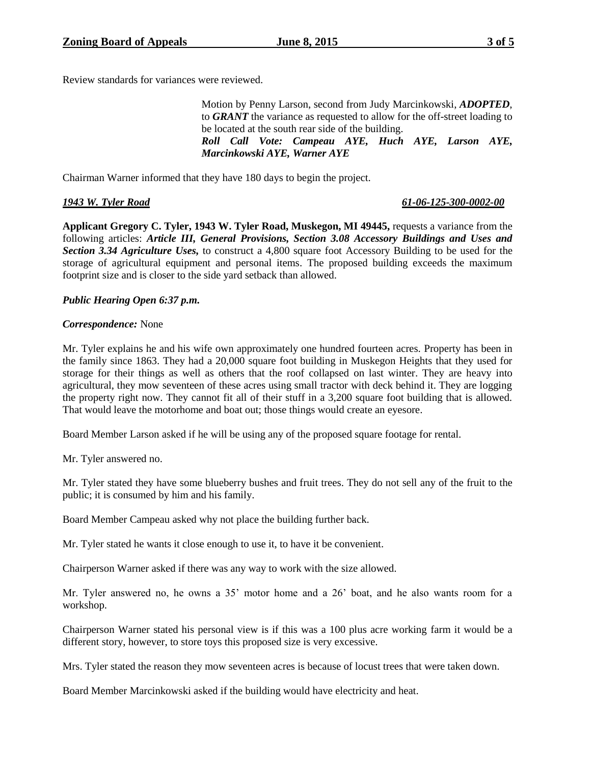Review standards for variances were reviewed.

> Motion by Penny Larson, second from Judy Marcinkowski, ***ADOPTED***, to ***GRANT*** the variance as requested to allow for the off-street loading to be located at the south rear side of the building.
> ***Roll Call Vote: Campeau AYE, Huch AYE, Larson AYE, Marcinkowski AYE, Warner AYE***

Chairman Warner informed that they have 180 days to begin the project.

***1943 W. Tyler Road*** ***61-06-125-300-0002-00***

**Applicant Gregory C. Tyler, 1943 W. Tyler Road, Muskegon, MI 49445,** requests a variance from the following articles: ***Article III, General Provisions, Section 3.08 Accessory Buildings and Uses and Section 3.34 Agriculture Uses,*** to construct a 4,800 square foot Accessory Building to be used for the storage of agricultural equipment and personal items. The proposed building exceeds the maximum footprint size and is closer to the side yard setback than allowed.

***Public Hearing Open 6:37 p.m.***

***Correspondence:*** None

Mr. Tyler explains he and his wife own approximately one hundred fourteen acres. Property has been in the family since 1863. They had a 20,000 square foot building in Muskegon Heights that they used for storage for their things as well as others that the roof collapsed on last winter. They are heavy into agricultural, they mow seventeen of these acres using small tractor with deck behind it. They are logging the property right now. They cannot fit all of their stuff in a 3,200 square foot building that is allowed. That would leave the motorhome and boat out; those things would create an eyesore.

Board Member Larson asked if he will be using any of the proposed square footage for rental.

Mr. Tyler answered no.

Mr. Tyler stated they have some blueberry bushes and fruit trees. They do not sell any of the fruit to the public; it is consumed by him and his family.

Board Member Campeau asked why not place the building further back.

Mr. Tyler stated he wants it close enough to use it, to have it be convenient.

Chairperson Warner asked if there was any way to work with the size allowed.

Mr. Tyler answered no, he owns a 35' motor home and a 26' boat, and he also wants room for a workshop.

Chairperson Warner stated his personal view is if this was a 100 plus acre working farm it would be a different story, however, to store toys this proposed size is very excessive.

Mrs. Tyler stated the reason they mow seventeen acres is because of locust trees that were taken down.

Board Member Marcinkowski asked if the building would have electricity and heat.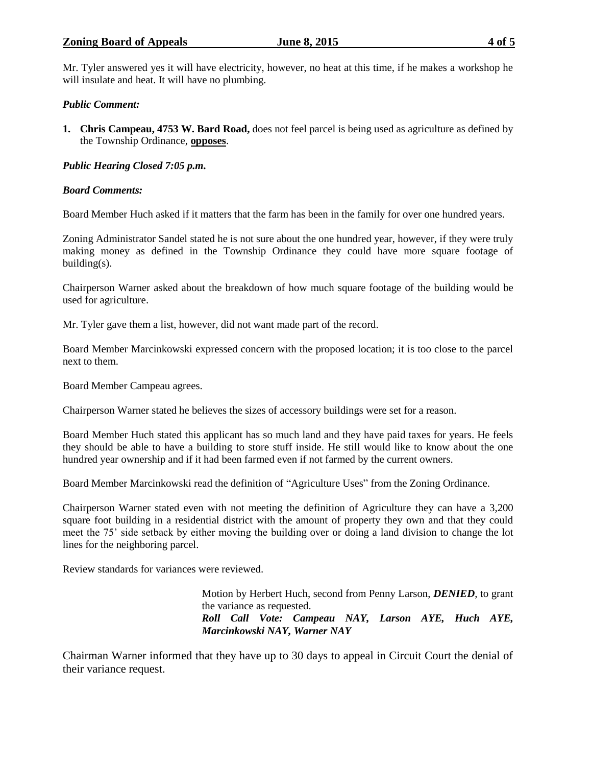Mr. Tyler answered yes it will have electricity, however, no heat at this time, if he makes a workshop he will insulate and heat. It will have no plumbing.

***Public Comment:***

1. **Chris Campeau, 4753 W. Bard Road,** does not feel parcel is being used as agriculture as defined by the Township Ordinance, **opposes**.

***Public Hearing Closed 7:05 p.m.***

***Board Comments:***

Board Member Huch asked if it matters that the farm has been in the family for over one hundred years.

Zoning Administrator Sandel stated he is not sure about the one hundred year, however, if they were truly making money as defined in the Township Ordinance they could have more square footage of building(s).

Chairperson Warner asked about the breakdown of how much square footage of the building would be used for agriculture.

Mr. Tyler gave them a list, however, did not want made part of the record.

Board Member Marcinkowski expressed concern with the proposed location; it is too close to the parcel next to them.

Board Member Campeau agrees.

Chairperson Warner stated he believes the sizes of accessory buildings were set for a reason.

Board Member Huch stated this applicant has so much land and they have paid taxes for years. He feels they should be able to have a building to store stuff inside. He still would like to know about the one hundred year ownership and if it had been farmed even if not farmed by the current owners.

Board Member Marcinkowski read the definition of "Agriculture Uses" from the Zoning Ordinance.

Chairperson Warner stated even with not meeting the definition of Agriculture they can have a 3,200 square foot building in a residential district with the amount of property they own and that they could meet the 75' side setback by either moving the building over or doing a land division to change the lot lines for the neighboring parcel.

Review standards for variances were reviewed.

> Motion by Herbert Huch, second from Penny Larson, ***DENIED***, to grant the variance as requested.
> ***Roll Call Vote: Campeau NAY, Larson AYE, Huch AYE, Marcinkowski NAY, Warner NAY***

Chairman Warner informed that they have up to 30 days to appeal in Circuit Court the denial of their variance request.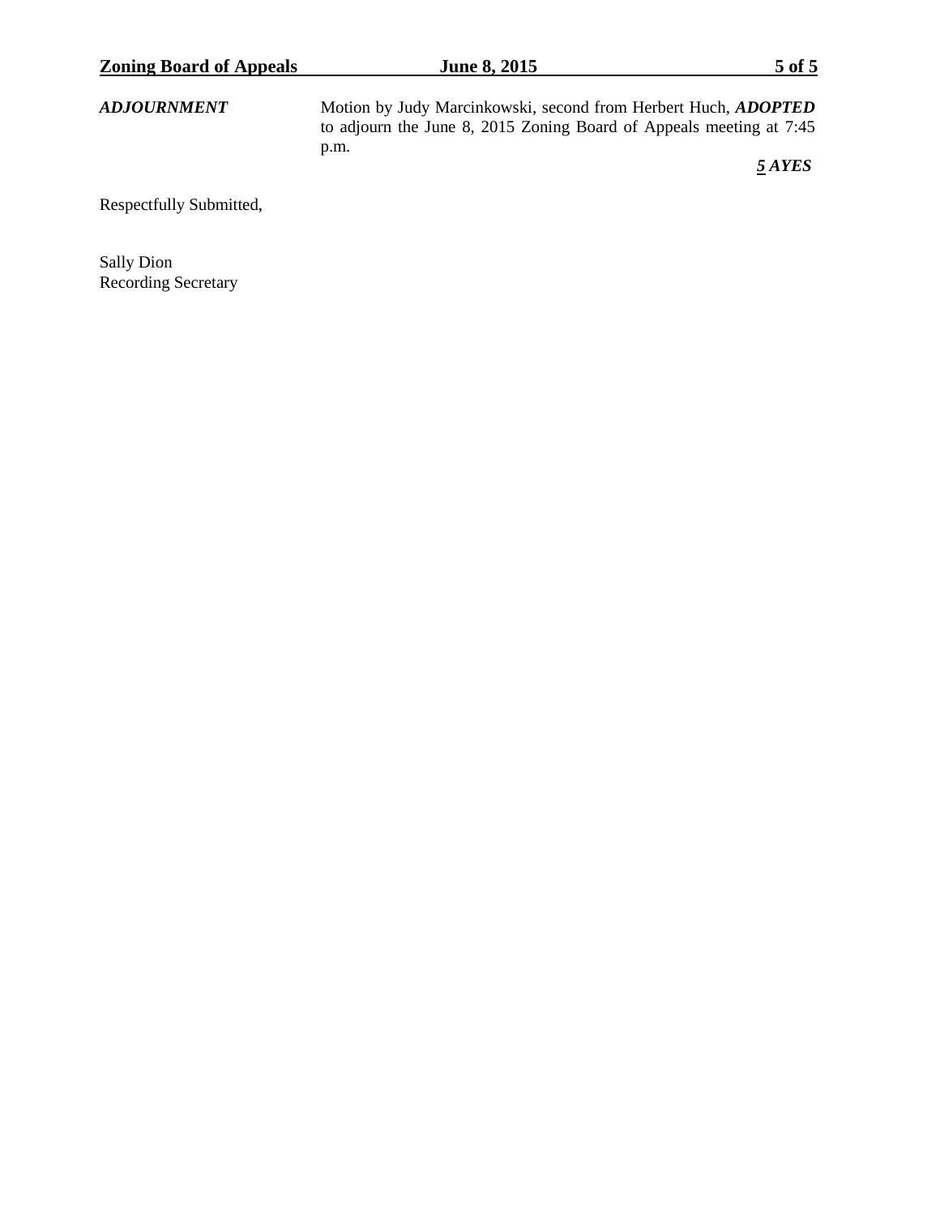***ADJOURNMENT***

Motion by Judy Marcinkowski, second from Herbert Huch, ***ADOPTED*** to adjourn the June 8, 2015 Zoning Board of Appeals meeting at 7:45 p.m.

***5 AYES***

Respectfully Submitted,

Sally Dion
Recording Secretary